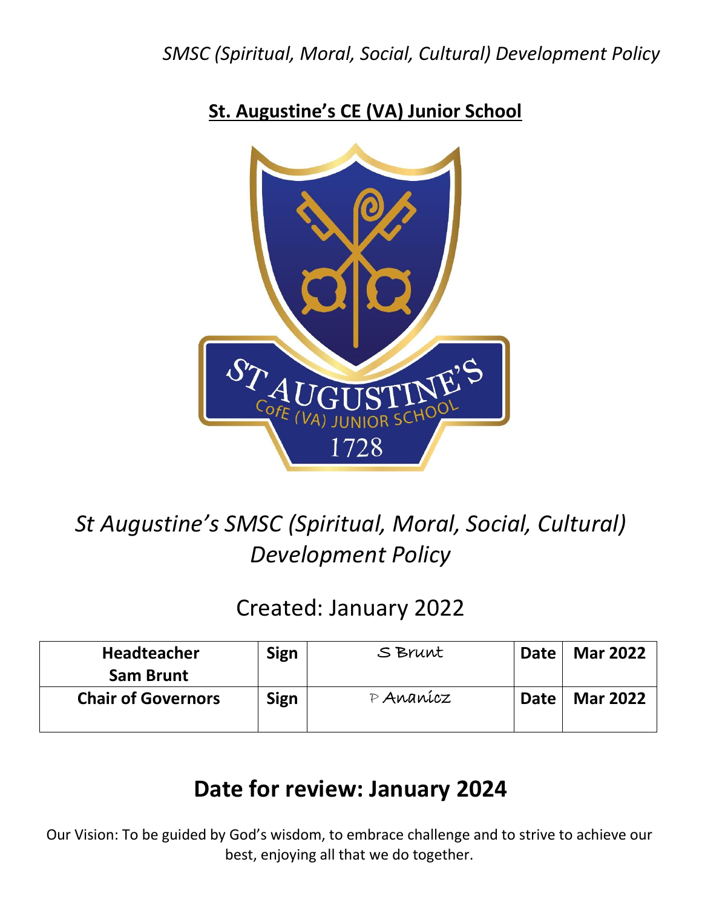*SMSC (Spiritual, Moral, Social, Cultural) Development Policy*

**St. Augustine's CE (VA) Junior School**

# *St Augustine's SMSC (Spiritual, Moral, Social, Cultural) Development Policy*

Created: January 2022

| Headteacher Sam Brunt | Sign | S Brunt | Date | Mar 2022 |
|---|---|---|---|---|
| Chair of Governors | Sign | P Ananicz | Date | Mar 2022 |

## Date for review: January 2024

Our Vision: To be guided by God's wisdom, to embrace challenge and to strive to achieve our best, enjoying all that we do together.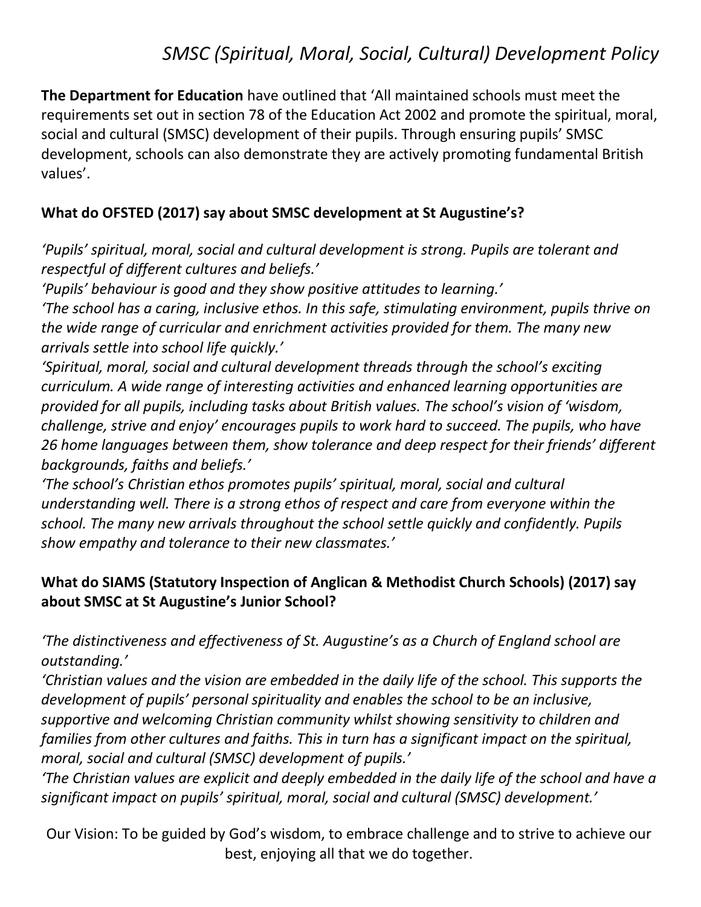# *SMSC (Spiritual, Moral, Social, Cultural) Development Policy*

**The Department for Education** have outlined that 'All maintained schools must meet the requirements set out in section 78 of the Education Act 2002 and promote the spiritual, moral, social and cultural (SMSC) development of their pupils. Through ensuring pupils' SMSC development, schools can also demonstrate they are actively promoting fundamental British values'.

## What do OFSTED (2017) say about SMSC development at St Augustine's?

*'Pupils' spiritual, moral, social and cultural development is strong. Pupils are tolerant and respectful of different cultures and beliefs.'*

*'Pupils' behaviour is good and they show positive attitudes to learning.'*

*'The school has a caring, inclusive ethos. In this safe, stimulating environment, pupils thrive on the wide range of curricular and enrichment activities provided for them. The many new arrivals settle into school life quickly.'*

*'Spiritual, moral, social and cultural development threads through the school's exciting curriculum. A wide range of interesting activities and enhanced learning opportunities are provided for all pupils, including tasks about British values. The school's vision of 'wisdom, challenge, strive and enjoy' encourages pupils to work hard to succeed. The pupils, who have 26 home languages between them, show tolerance and deep respect for their friends' different backgrounds, faiths and beliefs.'*

*'The school's Christian ethos promotes pupils' spiritual, moral, social and cultural understanding well. There is a strong ethos of respect and care from everyone within the school. The many new arrivals throughout the school settle quickly and confidently. Pupils show empathy and tolerance to their new classmates.'*

## What do SIAMS (Statutory Inspection of Anglican & Methodist Church Schools) (2017) say about SMSC at St Augustine's Junior School?

*'The distinctiveness and effectiveness of St. Augustine's as a Church of England school are outstanding.'*

*'Christian values and the vision are embedded in the daily life of the school. This supports the development of pupils' personal spirituality and enables the school to be an inclusive, supportive and welcoming Christian community whilst showing sensitivity to children and families from other cultures and faiths. This in turn has a significant impact on the spiritual, moral, social and cultural (SMSC) development of pupils.'*

*'The Christian values are explicit and deeply embedded in the daily life of the school and have a significant impact on pupils' spiritual, moral, social and cultural (SMSC) development.'*

Our Vision: To be guided by God's wisdom, to embrace challenge and to strive to achieve our best, enjoying all that we do together.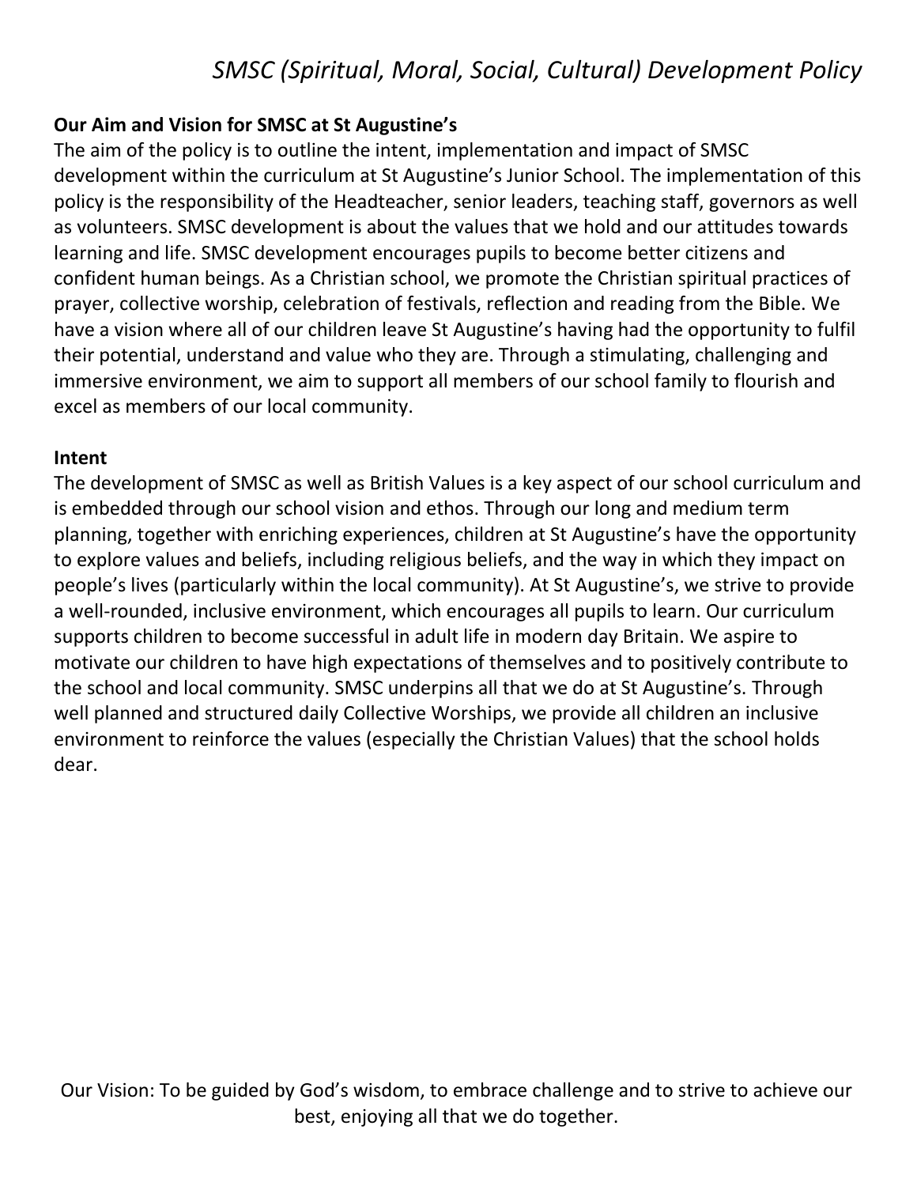**Our Aim and Vision for SMSC at St Augustine's**

The aim of the policy is to outline the intent, implementation and impact of SMSC development within the curriculum at St Augustine's Junior School. The implementation of this policy is the responsibility of the Headteacher, senior leaders, teaching staff, governors as well as volunteers. SMSC development is about the values that we hold and our attitudes towards learning and life. SMSC development encourages pupils to become better citizens and confident human beings. As a Christian school, we promote the Christian spiritual practices of prayer, collective worship, celebration of festivals, reflection and reading from the Bible. We have a vision where all of our children leave St Augustine's having had the opportunity to fulfil their potential, understand and value who they are. Through a stimulating, challenging and immersive environment, we aim to support all members of our school family to flourish and excel as members of our local community.

**Intent**

The development of SMSC as well as British Values is a key aspect of our school curriculum and is embedded through our school vision and ethos. Through our long and medium term planning, together with enriching experiences, children at St Augustine's have the opportunity to explore values and beliefs, including religious beliefs, and the way in which they impact on people's lives (particularly within the local community). At St Augustine's, we strive to provide a well-rounded, inclusive environment, which encourages all pupils to learn. Our curriculum supports children to become successful in adult life in modern day Britain. We aspire to motivate our children to have high expectations of themselves and to positively contribute to the school and local community. SMSC underpins all that we do at St Augustine's. Through well planned and structured daily Collective Worships, we provide all children an inclusive environment to reinforce the values (especially the Christian Values) that the school holds dear.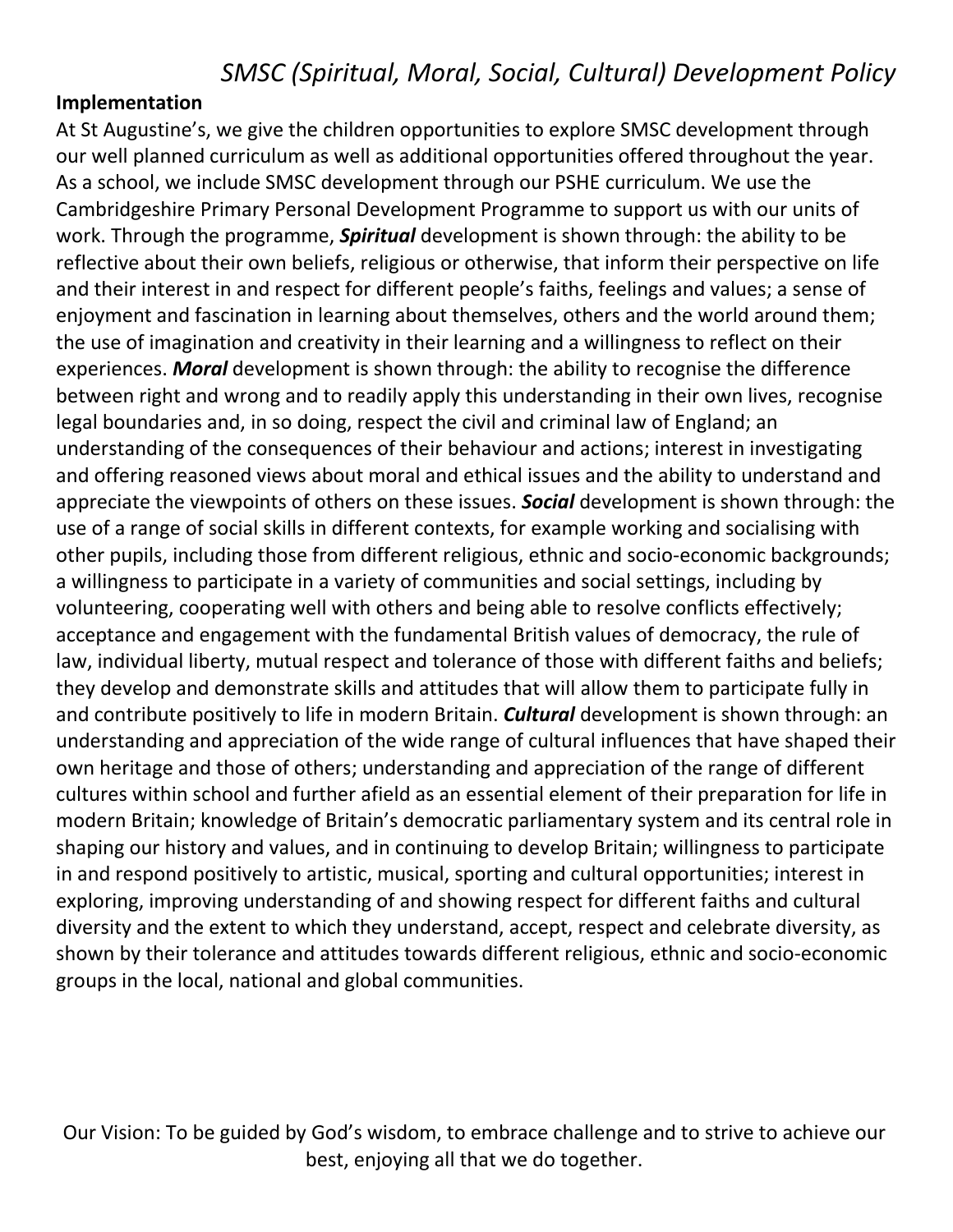**Implementation**

At St Augustine's, we give the children opportunities to explore SMSC development through our well planned curriculum as well as additional opportunities offered throughout the year. As a school, we include SMSC development through our PSHE curriculum. We use the Cambridgeshire Primary Personal Development Programme to support us with our units of work. Through the programme, ***Spiritual*** development is shown through: the ability to be reflective about their own beliefs, religious or otherwise, that inform their perspective on life and their interest in and respect for different people's faiths, feelings and values; a sense of enjoyment and fascination in learning about themselves, others and the world around them; the use of imagination and creativity in their learning and a willingness to reflect on their experiences. ***Moral*** development is shown through: the ability to recognise the difference between right and wrong and to readily apply this understanding in their own lives, recognise legal boundaries and, in so doing, respect the civil and criminal law of England; an understanding of the consequences of their behaviour and actions; interest in investigating and offering reasoned views about moral and ethical issues and the ability to understand and appreciate the viewpoints of others on these issues. ***Social*** development is shown through: the use of a range of social skills in different contexts, for example working and socialising with other pupils, including those from different religious, ethnic and socio-economic backgrounds; a willingness to participate in a variety of communities and social settings, including by volunteering, cooperating well with others and being able to resolve conflicts effectively; acceptance and engagement with the fundamental British values of democracy, the rule of law, individual liberty, mutual respect and tolerance of those with different faiths and beliefs; they develop and demonstrate skills and attitudes that will allow them to participate fully in and contribute positively to life in modern Britain. ***Cultural*** development is shown through: an understanding and appreciation of the wide range of cultural influences that have shaped their own heritage and those of others; understanding and appreciation of the range of different cultures within school and further afield as an essential element of their preparation for life in modern Britain; knowledge of Britain's democratic parliamentary system and its central role in shaping our history and values, and in continuing to develop Britain; willingness to participate in and respond positively to artistic, musical, sporting and cultural opportunities; interest in exploring, improving understanding of and showing respect for different faiths and cultural diversity and the extent to which they understand, accept, respect and celebrate diversity, as shown by their tolerance and attitudes towards different religious, ethnic and socio-economic groups in the local, national and global communities.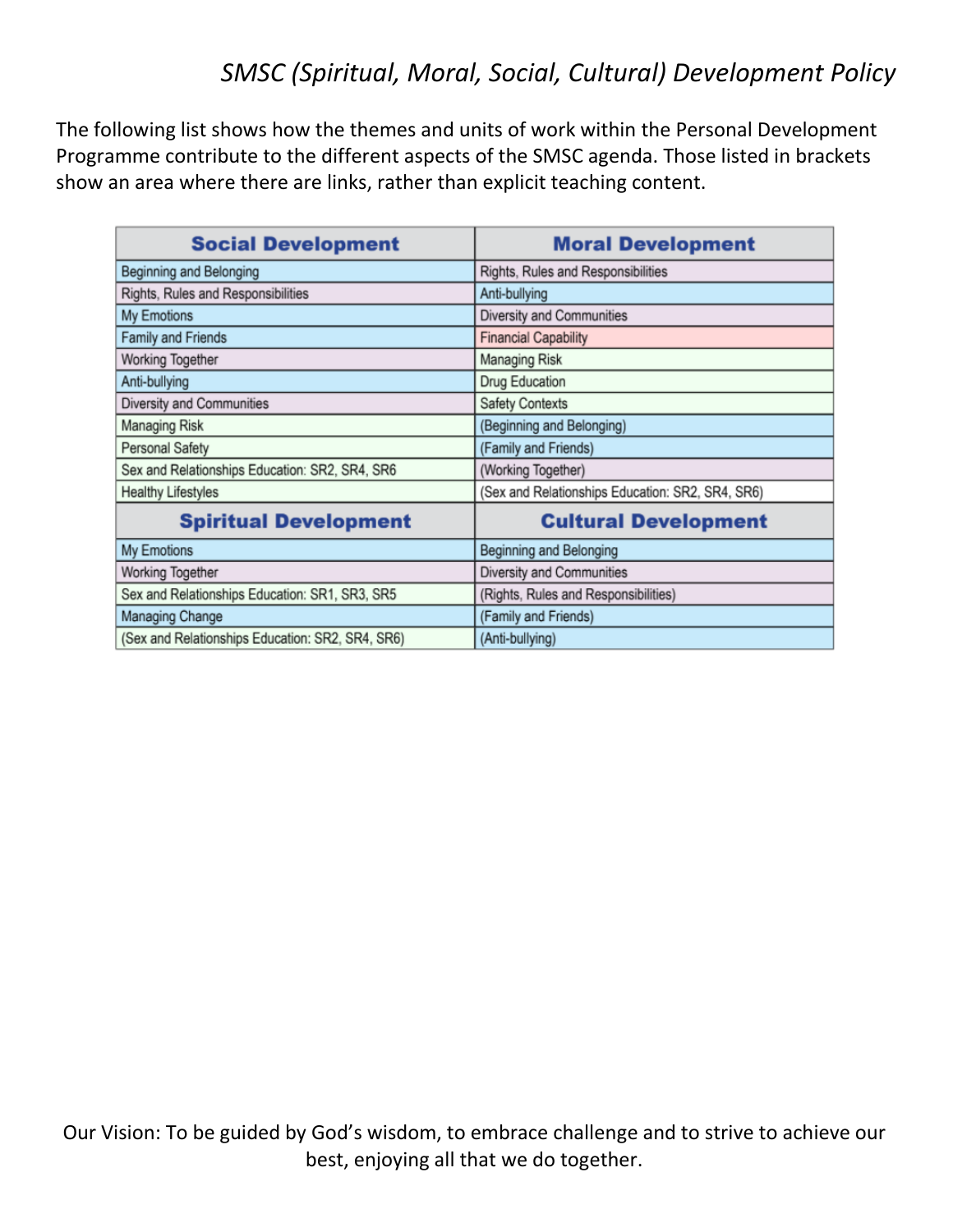*SMSC (Spiritual, Moral, Social, Cultural) Development Policy*

The following list shows how the themes and units of work within the Personal Development Programme contribute to the different aspects of the SMSC agenda. Those listed in brackets show an area where there are links, rather than explicit teaching content.

| **Social Development** | **Moral Development** |
|---|---|
| Beginning and Belonging | Rights, Rules and Responsibilities |
| Rights, Rules and Responsibilities | Anti-bullying |
| My Emotions | Diversity and Communities |
| Family and Friends | Financial Capability |
| Working Together | Managing Risk |
| Anti-bullying | Drug Education |
| Diversity and Communities | Safety Contexts |
| Managing Risk | (Beginning and Belonging) |
| Personal Safety | (Family and Friends) |
| Sex and Relationships Education: SR2, SR4, SR6 | (Working Together) |
| Healthy Lifestyles | (Sex and Relationships Education: SR2, SR4, SR6) |
| **Spiritual Development** | **Cultural Development** |
| My Emotions | Beginning and Belonging |
| Working Together | Diversity and Communities |
| Sex and Relationships Education: SR1, SR3, SR5 | (Rights, Rules and Responsibilities) |
| Managing Change | (Family and Friends) |
| (Sex and Relationships Education: SR2, SR4, SR6) | (Anti-bullying) |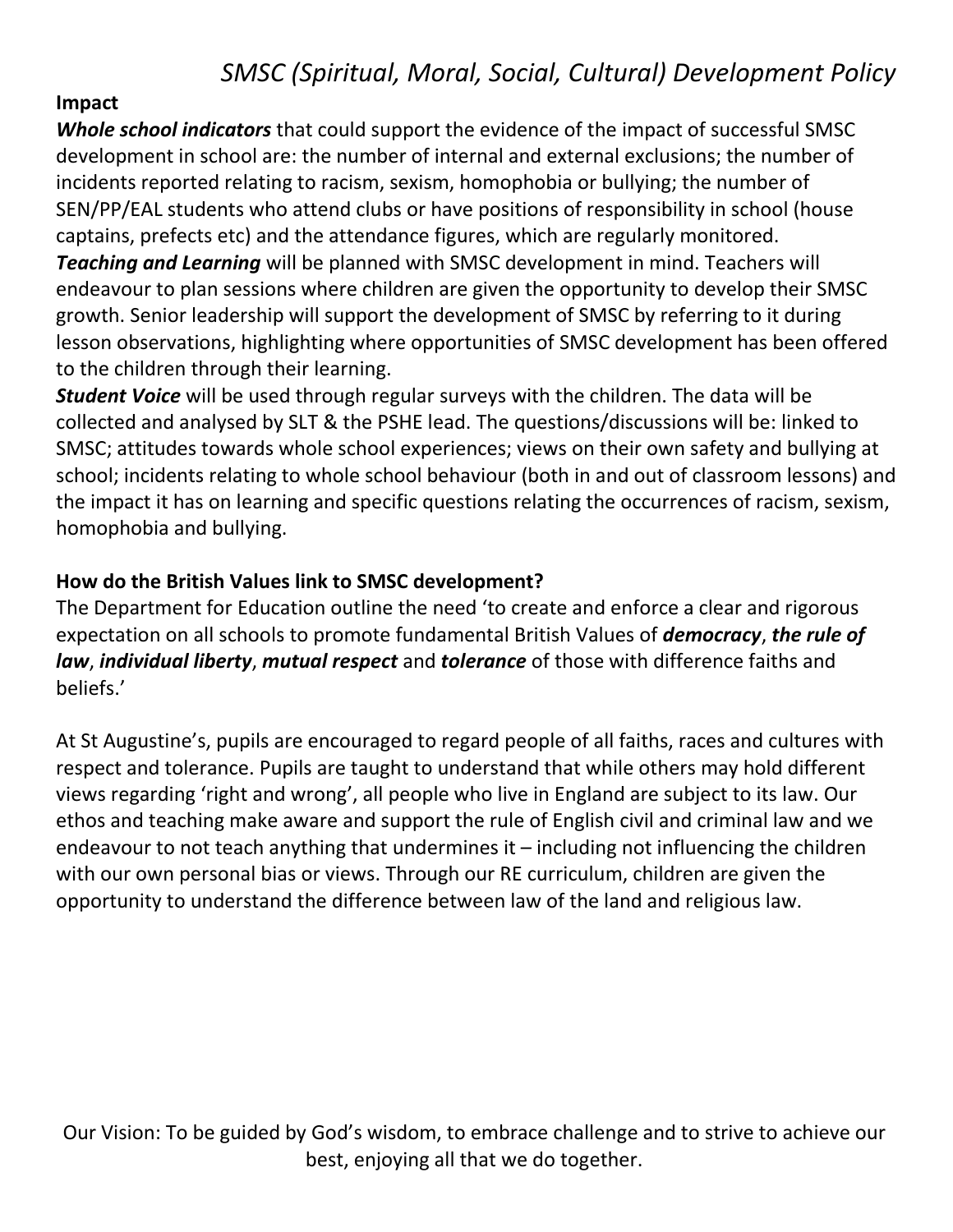**Impact**

***Whole school indicators*** that could support the evidence of the impact of successful SMSC development in school are: the number of internal and external exclusions; the number of incidents reported relating to racism, sexism, homophobia or bullying; the number of SEN/PP/EAL students who attend clubs or have positions of responsibility in school (house captains, prefects etc) and the attendance figures, which are regularly monitored.

***Teaching and Learning*** will be planned with SMSC development in mind. Teachers will endeavour to plan sessions where children are given the opportunity to develop their SMSC growth. Senior leadership will support the development of SMSC by referring to it during lesson observations, highlighting where opportunities of SMSC development has been offered to the children through their learning.

***Student Voice*** will be used through regular surveys with the children. The data will be collected and analysed by SLT & the PSHE lead. The questions/discussions will be: linked to SMSC; attitudes towards whole school experiences; views on their own safety and bullying at school; incidents relating to whole school behaviour (both in and out of classroom lessons) and the impact it has on learning and specific questions relating the occurrences of racism, sexism, homophobia and bullying.

**How do the British Values link to SMSC development?**

The Department for Education outline the need 'to create and enforce a clear and rigorous expectation on all schools to promote fundamental British Values of ***democracy***, ***the rule of law***, ***individual liberty***, ***mutual respect*** and ***tolerance*** of those with difference faiths and beliefs.'

At St Augustine's, pupils are encouraged to regard people of all faiths, races and cultures with respect and tolerance. Pupils are taught to understand that while others may hold different views regarding 'right and wrong', all people who live in England are subject to its law. Our ethos and teaching make aware and support the rule of English civil and criminal law and we endeavour to not teach anything that undermines it – including not influencing the children with our own personal bias or views. Through our RE curriculum, children are given the opportunity to understand the difference between law of the land and religious law.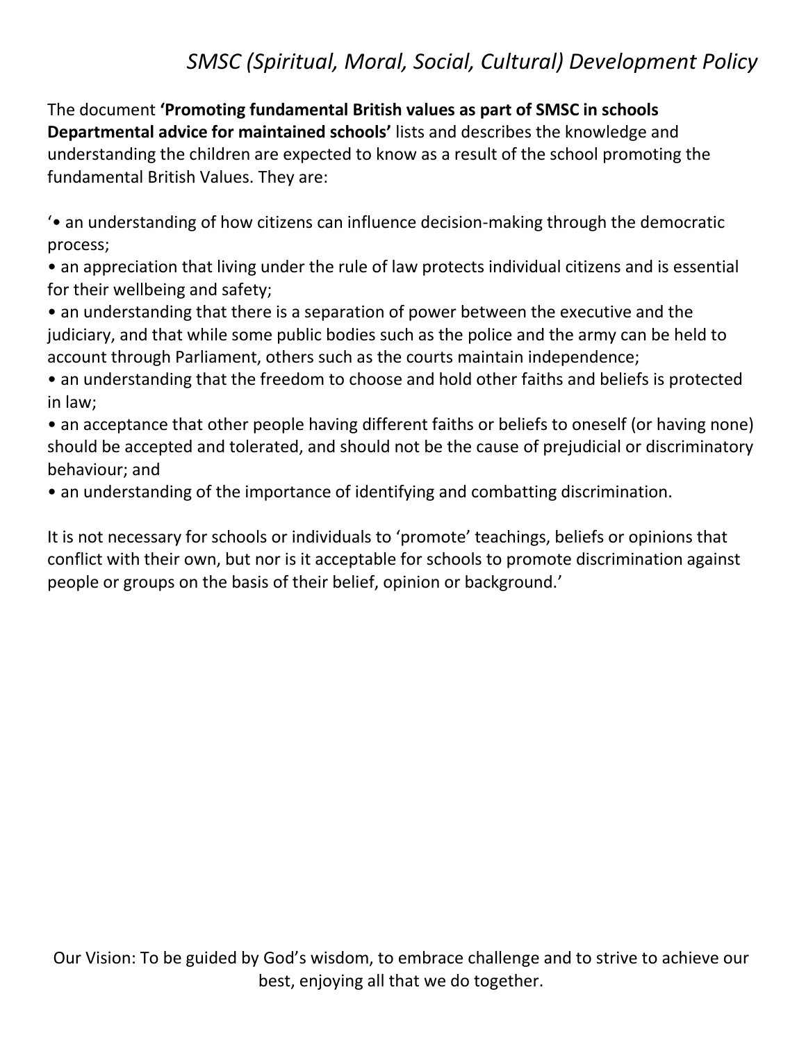The document **‘Promoting fundamental British values as part of SMSC in schools Departmental advice for maintained schools’** lists and describes the knowledge and understanding the children are expected to know as a result of the school promoting the fundamental British Values. They are:

‘• an understanding of how citizens can influence decision-making through the democratic process;
- an appreciation that living under the rule of law protects individual citizens and is essential for their wellbeing and safety;
- an understanding that there is a separation of power between the executive and the judiciary, and that while some public bodies such as the police and the army can be held to account through Parliament, others such as the courts maintain independence;
- an understanding that the freedom to choose and hold other faiths and beliefs is protected in law;
- an acceptance that other people having different faiths or beliefs to oneself (or having none) should be accepted and tolerated, and should not be the cause of prejudicial or discriminatory behaviour; and
- an understanding of the importance of identifying and combatting discrimination.

It is not necessary for schools or individuals to ‘promote’ teachings, beliefs or opinions that conflict with their own, but nor is it acceptable for schools to promote discrimination against people or groups on the basis of their belief, opinion or background.’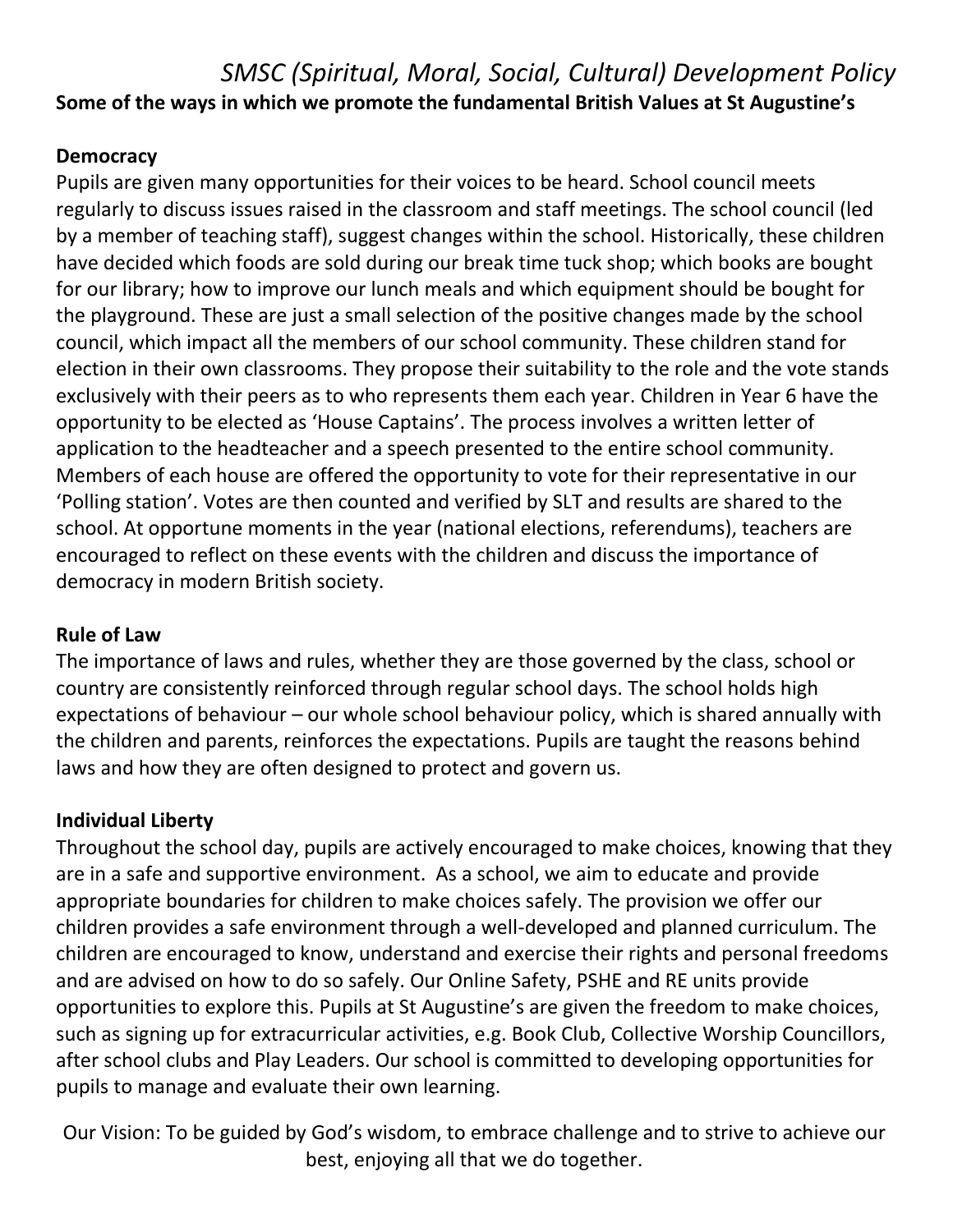*SMSC (Spiritual, Moral, Social, Cultural) Development Policy*

**Some of the ways in which we promote the fundamental British Values at St Augustine's**

**Democracy**

Pupils are given many opportunities for their voices to be heard. School council meets regularly to discuss issues raised in the classroom and staff meetings. The school council (led by a member of teaching staff), suggest changes within the school. Historically, these children have decided which foods are sold during our break time tuck shop; which books are bought for our library; how to improve our lunch meals and which equipment should be bought for the playground. These are just a small selection of the positive changes made by the school council, which impact all the members of our school community. These children stand for election in their own classrooms. They propose their suitability to the role and the vote stands exclusively with their peers as to who represents them each year. Children in Year 6 have the opportunity to be elected as 'House Captains'. The process involves a written letter of application to the headteacher and a speech presented to the entire school community. Members of each house are offered the opportunity to vote for their representative in our 'Polling station'. Votes are then counted and verified by SLT and results are shared to the school. At opportune moments in the year (national elections, referendums), teachers are encouraged to reflect on these events with the children and discuss the importance of democracy in modern British society.

**Rule of Law**

The importance of laws and rules, whether they are those governed by the class, school or country are consistently reinforced through regular school days. The school holds high expectations of behaviour – our whole school behaviour policy, which is shared annually with the children and parents, reinforces the expectations. Pupils are taught the reasons behind laws and how they are often designed to protect and govern us.

**Individual Liberty**

Throughout the school day, pupils are actively encouraged to make choices, knowing that they are in a safe and supportive environment. As a school, we aim to educate and provide appropriate boundaries for children to make choices safely. The provision we offer our children provides a safe environment through a well-developed and planned curriculum. The children are encouraged to know, understand and exercise their rights and personal freedoms and are advised on how to do so safely. Our Online Safety, PSHE and RE units provide opportunities to explore this. Pupils at St Augustine's are given the freedom to make choices, such as signing up for extracurricular activities, e.g. Book Club, Collective Worship Councillors, after school clubs and Play Leaders. Our school is committed to developing opportunities for pupils to manage and evaluate their own learning.

Our Vision: To be guided by God's wisdom, to embrace challenge and to strive to achieve our best, enjoying all that we do together.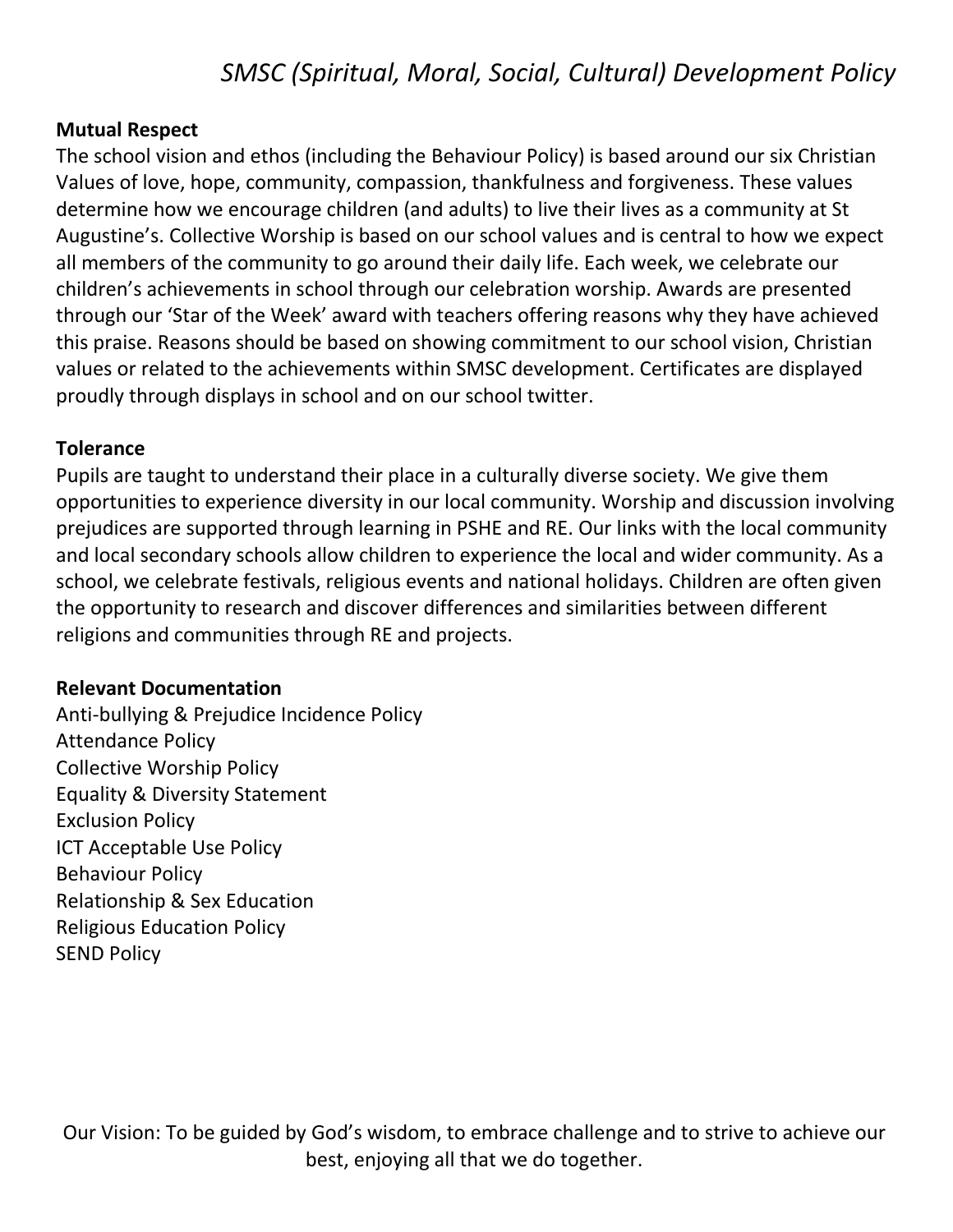**Mutual Respect**

The school vision and ethos (including the Behaviour Policy) is based around our six Christian Values of love, hope, community, compassion, thankfulness and forgiveness. These values determine how we encourage children (and adults) to live their lives as a community at St Augustine's. Collective Worship is based on our school values and is central to how we expect all members of the community to go around their daily life. Each week, we celebrate our children's achievements in school through our celebration worship. Awards are presented through our 'Star of the Week' award with teachers offering reasons why they have achieved this praise. Reasons should be based on showing commitment to our school vision, Christian values or related to the achievements within SMSC development. Certificates are displayed proudly through displays in school and on our school twitter.

**Tolerance**

Pupils are taught to understand their place in a culturally diverse society. We give them opportunities to experience diversity in our local community. Worship and discussion involving prejudices are supported through learning in PSHE and RE. Our links with the local community and local secondary schools allow children to experience the local and wider community. As a school, we celebrate festivals, religious events and national holidays. Children are often given the opportunity to research and discover differences and similarities between different religions and communities through RE and projects.

**Relevant Documentation**

Anti-bullying & Prejudice Incidence Policy
Attendance Policy
Collective Worship Policy
Equality & Diversity Statement
Exclusion Policy
ICT Acceptable Use Policy
Behaviour Policy
Relationship & Sex Education
Religious Education Policy
SEND Policy